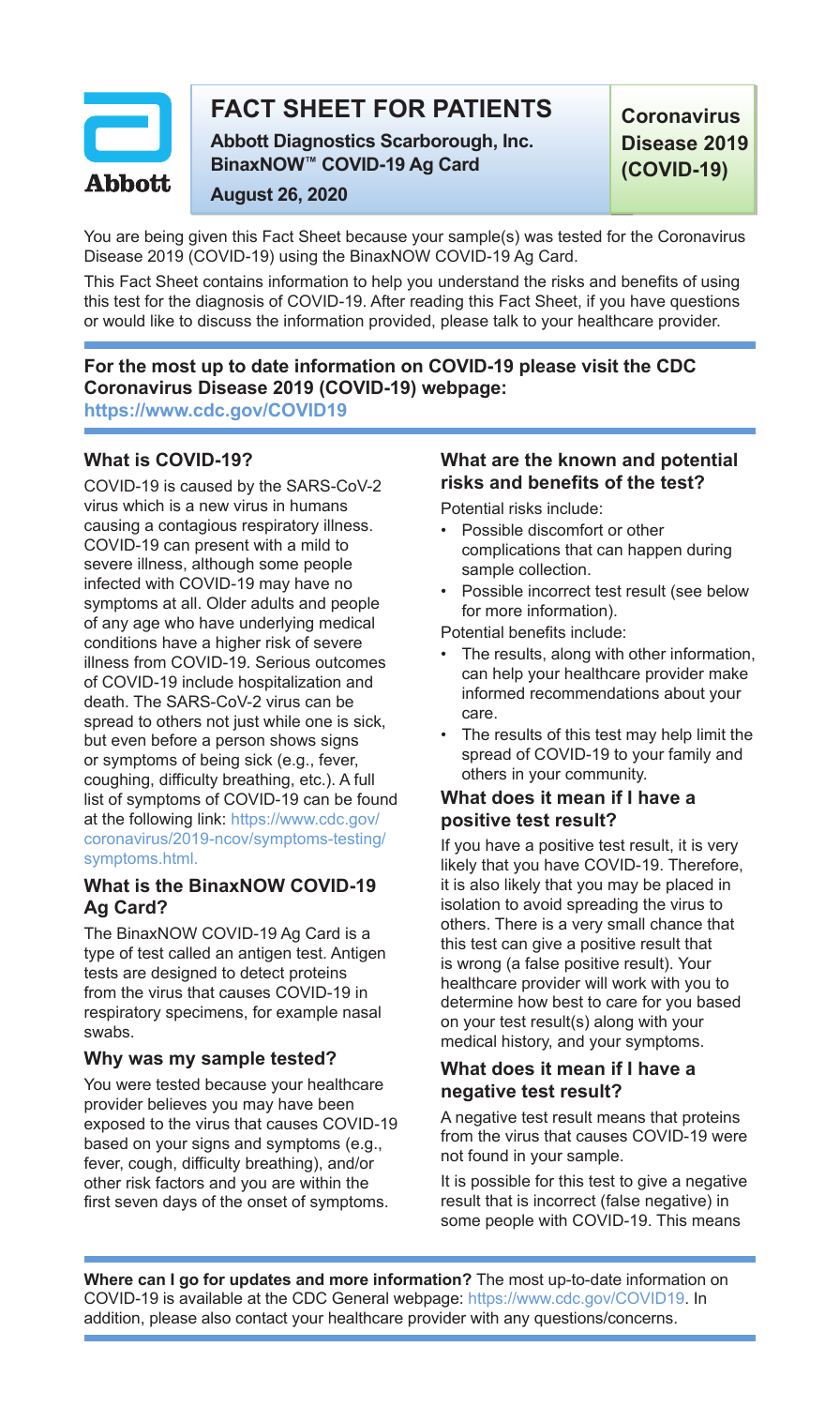# FACT SHEET FOR PATIENTS

**Abbott Diagnostics Scarborough, Inc.**
**BinaxNOW™ COVID-19 Ag Card**

**August 26, 2020**

**Coronavirus Disease 2019 (COVID-19)**

You are being given this Fact Sheet because your sample(s) was tested for the Coronavirus Disease 2019 (COVID-19) using the BinaxNOW COVID-19 Ag Card.

This Fact Sheet contains information to help you understand the risks and benefits of using this test for the diagnosis of COVID-19. After reading this Fact Sheet, if you have questions or would like to discuss the information provided, please talk to your healthcare provider.

**For the most up to date information on COVID-19 please visit the CDC Coronavirus Disease 2019 (COVID-19) webpage:**
**https://www.cdc.gov/COVID19**

### What is COVID-19?

COVID-19 is caused by the SARS-CoV-2 virus which is a new virus in humans causing a contagious respiratory illness. COVID-19 can present with a mild to severe illness, although some people infected with COVID-19 may have no symptoms at all. Older adults and people of any age who have underlying medical conditions have a higher risk of severe illness from COVID-19. Serious outcomes of COVID-19 include hospitalization and death. The SARS-CoV-2 virus can be spread to others not just while one is sick, but even before a person shows signs or symptoms of being sick (e.g., fever, coughing, difficulty breathing, etc.). A full list of symptoms of COVID-19 can be found at the following link: https://www.cdc.gov/coronavirus/2019-ncov/symptoms-testing/symptoms.html.

### What is the BinaxNOW COVID-19 Ag Card?

The BinaxNOW COVID-19 Ag Card is a type of test called an antigen test. Antigen tests are designed to detect proteins from the virus that causes COVID-19 in respiratory specimens, for example nasal swabs.

### Why was my sample tested?

You were tested because your healthcare provider believes you may have been exposed to the virus that causes COVID-19 based on your signs and symptoms (e.g., fever, cough, difficulty breathing), and/or other risk factors and you are within the first seven days of the onset of symptoms.

### What are the known and potential risks and benefits of the test?

Potential risks include:

- Possible discomfort or other complications that can happen during sample collection.
- Possible incorrect test result (see below for more information).

Potential benefits include:

- The results, along with other information, can help your healthcare provider make informed recommendations about your care.
- The results of this test may help limit the spread of COVID-19 to your family and others in your community.

### What does it mean if I have a positive test result?

If you have a positive test result, it is very likely that you have COVID-19. Therefore, it is also likely that you may be placed in isolation to avoid spreading the virus to others. There is a very small chance that this test can give a positive result that is wrong (a false positive result). Your healthcare provider will work with you to determine how best to care for you based on your test result(s) along with your medical history, and your symptoms.

### What does it mean if I have a negative test result?

A negative test result means that proteins from the virus that causes COVID-19 were not found in your sample.

It is possible for this test to give a negative result that is incorrect (false negative) in some people with COVID-19. This means

**Where can I go for updates and more information?** The most up-to-date information on COVID-19 is available at the CDC General webpage: https://www.cdc.gov/COVID19. In addition, please also contact your healthcare provider with any questions/concerns.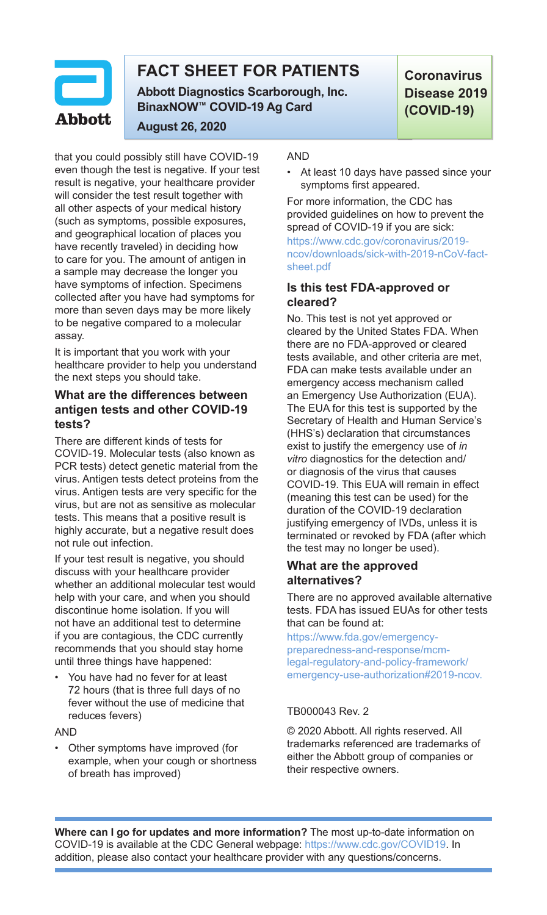that you could possibly still have COVID-19 even though the test is negative. If your test result is negative, your healthcare provider will consider the test result together with all other aspects of your medical history (such as symptoms, possible exposures, and geographical location of places you have recently traveled) in deciding how to care for you. The amount of antigen in a sample may decrease the longer you have symptoms of infection. Specimens collected after you have had symptoms for more than seven days may be more likely to be negative compared to a molecular assay.

It is important that you work with your healthcare provider to help you understand the next steps you should take.

### What are the differences between antigen tests and other COVID-19 tests?

There are different kinds of tests for COVID-19. Molecular tests (also known as PCR tests) detect genetic material from the virus. Antigen tests detect proteins from the virus. Antigen tests are very specific for the virus, but are not as sensitive as molecular tests. This means that a positive result is highly accurate, but a negative result does not rule out infection.

If your test result is negative, you should discuss with your healthcare provider whether an additional molecular test would help with your care, and when you should discontinue home isolation. If you will not have an additional test to determine if you are contagious, the CDC currently recommends that you should stay home until three things have happened:

- You have had no fever for at least 72 hours (that is three full days of no fever without the use of medicine that reduces fevers)

AND

- Other symptoms have improved (for example, when your cough or shortness of breath has improved)

AND

- At least 10 days have passed since your symptoms first appeared.

For more information, the CDC has provided guidelines on how to prevent the spread of COVID-19 if you are sick: https://www.cdc.gov/coronavirus/2019-ncov/downloads/sick-with-2019-nCoV-fact-sheet.pdf

### Is this test FDA-approved or cleared?

No. This test is not yet approved or cleared by the United States FDA. When there are no FDA-approved or cleared tests available, and other criteria are met, FDA can make tests available under an emergency access mechanism called an Emergency Use Authorization (EUA). The EUA for this test is supported by the Secretary of Health and Human Service's (HHS's) declaration that circumstances exist to justify the emergency use of *in vitro* diagnostics for the detection and/or diagnosis of the virus that causes COVID-19. This EUA will remain in effect (meaning this test can be used) for the duration of the COVID-19 declaration justifying emergency of IVDs, unless it is terminated or revoked by FDA (after which the test may no longer be used).

### What are the approved alternatives?

There are no approved available alternative tests. FDA has issued EUAs for other tests that can be found at:
https://www.fda.gov/emergency-preparedness-and-response/mcm-legal-regulatory-and-policy-framework/emergency-use-authorization#2019-ncov.

TB000043 Rev. 2

© 2020 Abbott. All rights reserved. All trademarks referenced are trademarks of either the Abbott group of companies or their respective owners.

**Where can I go for updates and more information?** The most up-to-date information on COVID-19 is available at the CDC General webpage: https://www.cdc.gov/COVID19. In addition, please also contact your healthcare provider with any questions/concerns.